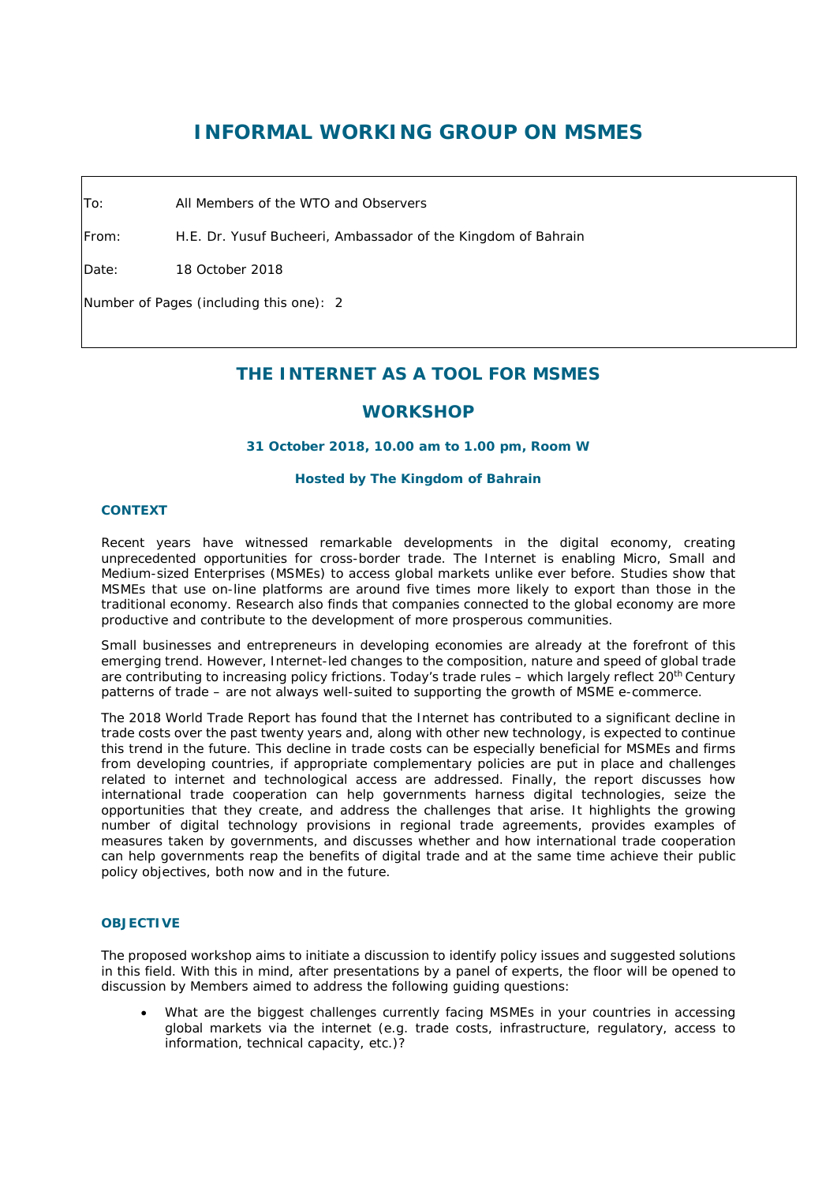# INFORMAL WORKING GROUP ON MSMES

To: All Members of the WTO and Observers

From: H.E. Dr. Yusuf Bucheeri, Ambassador of the Kingdom of Bahrain

Date: 18 October 2018

Number of Pages (including this one): 2

## THE INTERNET AS A TOOL FOR MSMES

## WORKSHOP

**31 October 2018, 10.00 am to 1.00 pm, Room W**

**Hosted by The Kingdom of Bahrain**

### CONTEXT

Recent years have witnessed remarkable developments in the digital economy, creating unprecedented opportunities for cross-border trade. The Internet is enabling Micro, Small and Medium-sized Enterprises (MSMEs) to access global markets unlike ever before. Studies show that MSMEs that use on-line platforms are around five times more likely to export than those in the traditional economy. Research also finds that companies connected to the global economy are more productive and contribute to the development of more prosperous communities.

Small businesses and entrepreneurs in developing economies are already at the forefront of this emerging trend. However, Internet-led changes to the composition, nature and speed of global trade are contributing to increasing policy frictions. Today's trade rules – which largely reflect 20th Century patterns of trade – are not always well-suited to supporting the growth of MSME e-commerce.

The 2018 World Trade Report has found that the Internet has contributed to a significant decline in trade costs over the past twenty years and, along with other new technology, is expected to continue this trend in the future. This decline in trade costs can be especially beneficial for MSMEs and firms from developing countries, if appropriate complementary policies are put in place and challenges related to internet and technological access are addressed. Finally, the report discusses how international trade cooperation can help governments harness digital technologies, seize the opportunities that they create, and address the challenges that arise. It highlights the growing number of digital technology provisions in regional trade agreements, provides examples of measures taken by governments, and discusses whether and how international trade cooperation can help governments reap the benefits of digital trade and at the same time achieve their public policy objectives, both now and in the future.

### OBJECTIVE

The proposed workshop aims to initiate a discussion to identify policy issues and suggested solutions in this field. With this in mind, after presentations by a panel of experts, the floor will be opened to discussion by Members aimed to address the following guiding questions:

- What are the biggest challenges currently facing MSMEs in your countries in accessing global markets via the internet (e.g. trade costs, infrastructure, regulatory, access to information, technical capacity, etc.)?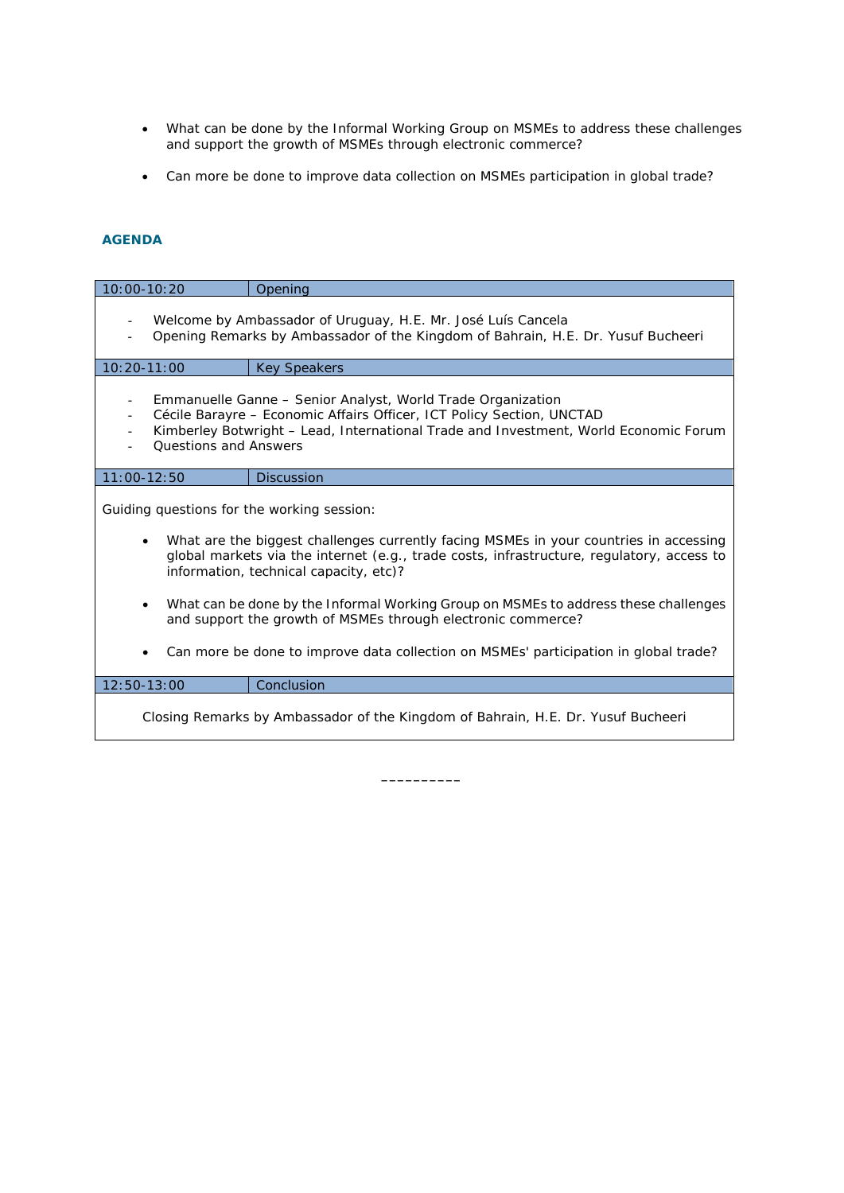- What can be done by the Informal Working Group on MSMEs to address these challenges and support the growth of MSMEs through electronic commerce?

- Can more be done to improve data collection on MSMEs participation in global trade?

## AGENDA

| | |
|---|---|
| 10:00-10:20 | Opening |
| - Welcome by Ambassador of Uruguay, H.E. Mr. José Luís Cancela<br>- Opening Remarks by Ambassador of the Kingdom of Bahrain, H.E. Dr. Yusuf Bucheeri | |
| 10:20-11:00 | Key Speakers |
| - Emmanuelle Ganne – Senior Analyst, World Trade Organization<br>- Cécile Barayre – Economic Affairs Officer, ICT Policy Section, UNCTAD<br>- Kimberley Botwright – Lead, International Trade and Investment, World Economic Forum<br>- Questions and Answers | |
| 11:00-12:50 | Discussion |
| Guiding questions for the working session:<br>• What are the biggest challenges currently facing MSMEs in your countries in accessing global markets via the internet (e.g., trade costs, infrastructure, regulatory, access to information, technical capacity, etc)?<br>• What can be done by the Informal Working Group on MSMEs to address these challenges and support the growth of MSMEs through electronic commerce?<br>• Can more be done to improve data collection on MSMEs' participation in global trade? | |
| 12:50-13:00 | Conclusion |
| Closing Remarks by Ambassador of the Kingdom of Bahrain, H.E. Dr. Yusuf Bucheeri | |

__________